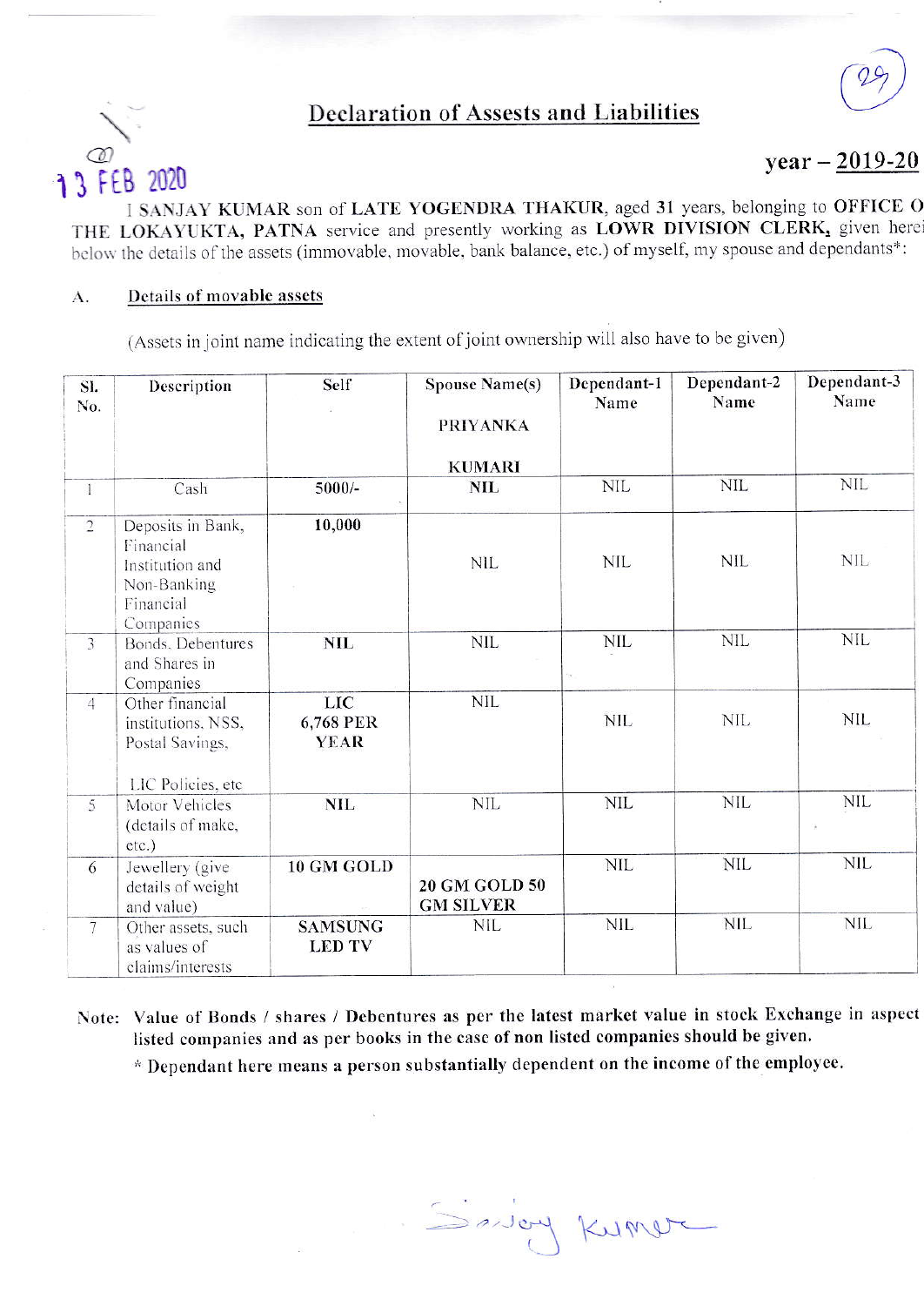# Declaration of Assests and Liabilities

13 FEB 2020

**year – 2019-20**

I SANJAY KUMAR son of **LATE YOGENDRA THAKUR**, aged 31 years, belonging to **OFFICE OF THE LOKAYUKTA, PATNA** service and presently working as **LOWR DIVISION CLERK,** given herein below the details of the assets (immovable, movable, bank balance, etc.) of myself, my spouse and dependants*:

A. **Details of movable assets**

(Assets in joint name indicating the extent of joint ownership will also have to be given)

| Sl. No. | Description | Self | Spouse Name(s) PRIYANKA KUMARI | Dependant-1 Name | Dependant-2 Name | Dependant-3 Name |
|---|---|---|---|---|---|---|
| 1 | Cash | **5000/-** | **NIL** | NIL | NIL | NIL |
| 2 | Deposits in Bank, Financial Institution and Non-Banking Financial Companies | **10,000** | NIL | NIL | NIL | NIL |
| 3 | Bonds, Debentures and Shares in Companies | **NIL** | NIL | NIL | NIL | NIL |
| 4 | Other financial institutions, NSS, Postal Savings, LIC Policies, etc | **LIC 6,768 PER YEAR** | NIL | NIL | NIL | NIL |
| 5 | Motor Vehicles (details of make, etc.) | **NIL** | NIL | NIL | NIL | NIL |
| 6 | Jewellery (give details of weight and value) | **10 GM GOLD** | **20 GM GOLD 50 GM SILVER** | NIL | NIL | NIL |
| 7 | Other assets, such as values of claims/interests | **SAMSUNG LED TV** | NIL | NIL | NIL | NIL |

**Note: Value of Bonds / shares / Debentures as per the latest market value in stock Exchange in aspect listed companies and as per books in the case of non listed companies should be given.**

**\* Dependant here means a person substantially dependent on the income of the employee.**

Sanjay Kumar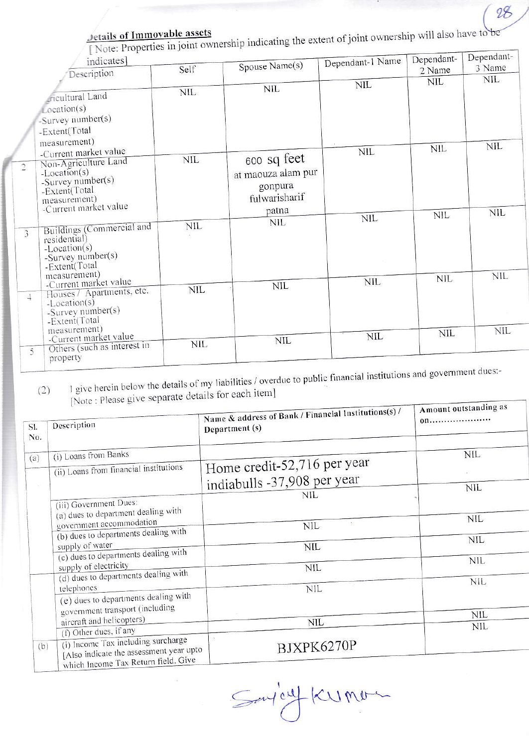## Details of Immovable assets

[ Note: Properties in joint ownership indicating the extent of joint ownership will also have to be indicates]

| | Description | Self | Spouse Name(s) | Dependant-1 Name | Dependant-2 Name | Dependant-3 Name |
|---|---|---|---|---|---|---|
| | Agricultural Land -Location(s) -Survey number(s) -Extent(Total measurement) -Current market value | NIL | NIL | NIL | NIL | NIL |
| 2 | Non-Agriculture Land -Location(s) -Survey number(s) -Extent(Total measurement) -Current market value | NIL | 600 sq feet at maouza alam pur gonpura fulwarisharif patna | NIL | NIL | NIL |
| 3 | Buildings (Commercial and residential) -Location(s) -Survey number(s) -Extent(Total measurement) -Current market value | NIL | NIL | NIL | NIL | NIL |
| 4 | Houses / Apartments, etc. -Location(s) -Survey number(s) -Extent(Total measurement) -Current market value | NIL | NIL | NIL | NIL | NIL |
| 5 | Others (such as interest in property | NIL | NIL | NIL | NIL | NIL |

(2) I give herein below the details of my liabilities / overdue to public financial institutions and government dues:-
[Note : Please give separate details for each item]

| Sl. No. | Description | Name & address of Bank / Financial Institutions(s) / Department (s) | Amount outstanding as on………………… |
|---|---|---|---|
| (a) | (i) Loans from Banks | | NIL |
| | (ii) Loans from financial institutions | Home credit-52,716 per year indiabulls -37,908 per year | NIL |
| | (iii) Government Dues: (a) dues to department dealing with government accommodation | NIL | NIL |
| | (b) dues to departments dealing with supply of water | NIL | NIL |
| | (c) dues to departments dealing with supply of electricity | NIL | NIL |
| | (d) dues to departments dealing with telephones | NIL | NIL |
| | (e) dues to departments dealing with government transport (including aircraft and helicopters) | NIL | NIL |
| | (f) Other dues, if any | NIL | NIL |
| (b) | (i) Income Tax including surcharge [Also indicate the assessment year upto which Income Tax Return field. Give | BJXPK6270P | |

Sanjay Kumar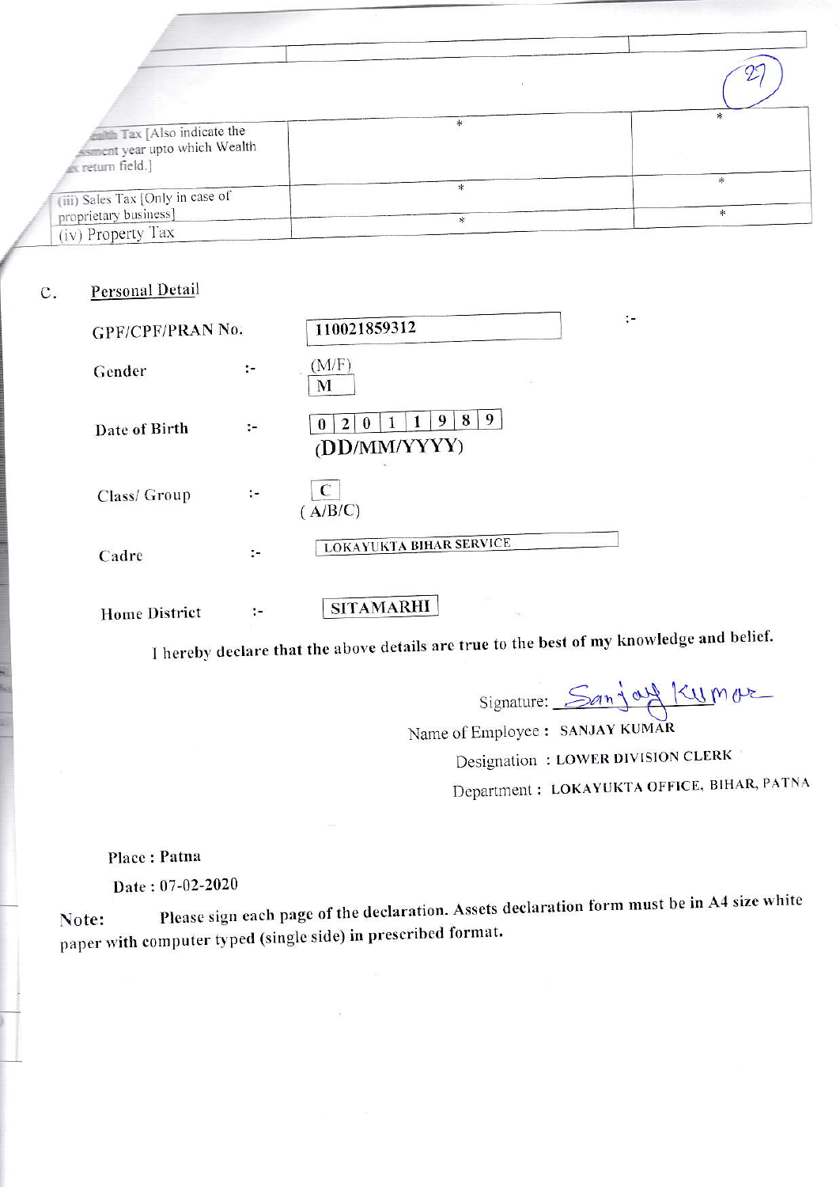| | | |
|---|---|---|
| | | |
| Wealth Tax [Also indicate the assessment year upto which Wealth tax return field.] | * | * |
| (iii) Sales Tax [Only in case of proprietary business] | * | * |
| (iv) Property Tax | * | * |

C. **Personal Detail**

GPF/CPF/PRAN No. :- 110021859312

Gender :- (M/F) M

Date of Birth :- 0 2 0 1 1 9 8 9 (DD/MM/YYYY)

Class/ Group :- C (A/B/C)

Cadre :- LOKAYUKTA BIHAR SERVICE

Home District :- SITAMARHI

**I hereby declare that the above details are true to the best of my knowledge and belief.**

Signature: Sanjay Kumar

Name of Employee : **SANJAY KUMAR**

Designation : **LOWER DIVISION CLERK**

Department : **LOKAYUKTA OFFICE, BIHAR, PATNA**

**Place : Patna**

**Date : 07-02-2020**

**Note:** **Please sign each page of the declaration. Assets declaration form must be in A4 size white paper with computer typed (single side) in prescribed format.**